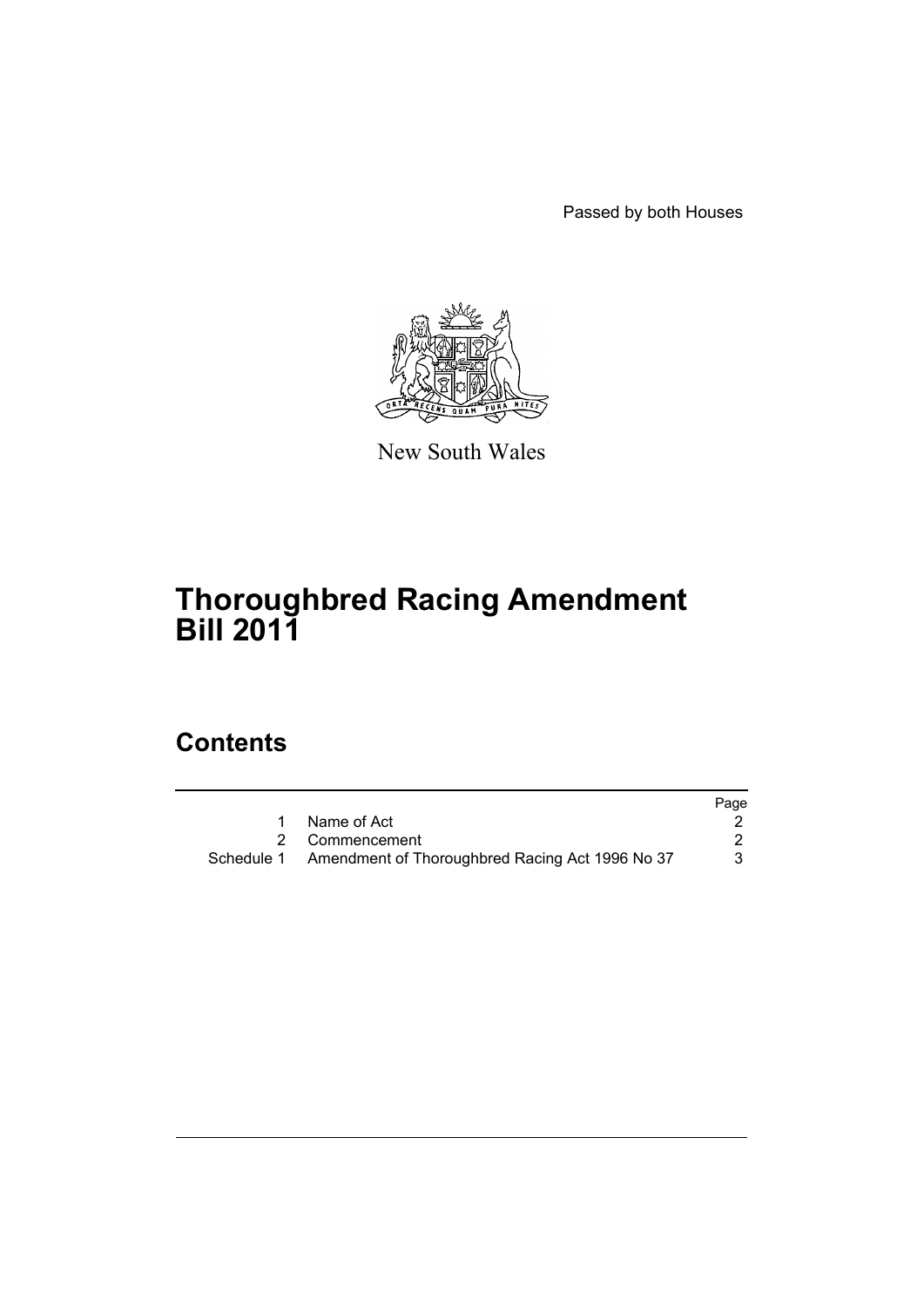Passed by both Houses

New South Wales

# Thoroughbred Racing Amendment Bill 2011

## Contents

| | | Page |
|---|---|---|
| 1 | Name of Act | 2 |
| 2 | Commencement | 2 |
| Schedule 1 | Amendment of Thoroughbred Racing Act 1996 No 37 | 3 |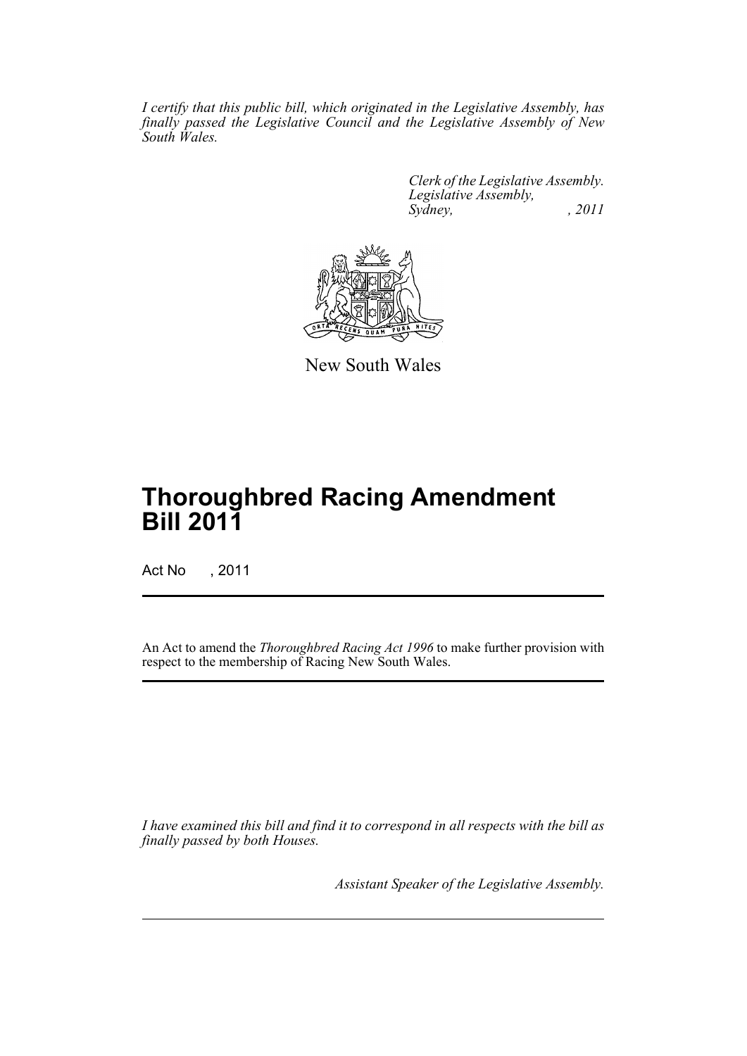*I certify that this public bill, which originated in the Legislative Assembly, has finally passed the Legislative Council and the Legislative Assembly of New South Wales.*

*Clerk of the Legislative Assembly.*
*Legislative Assembly,*
*Sydney, , 2011*

New South Wales

# Thoroughbred Racing Amendment Bill 2011

Act No , 2011

An Act to amend the *Thoroughbred Racing Act 1996* to make further provision with respect to the membership of Racing New South Wales.

*I have examined this bill and find it to correspond in all respects with the bill as finally passed by both Houses.*

*Assistant Speaker of the Legislative Assembly.*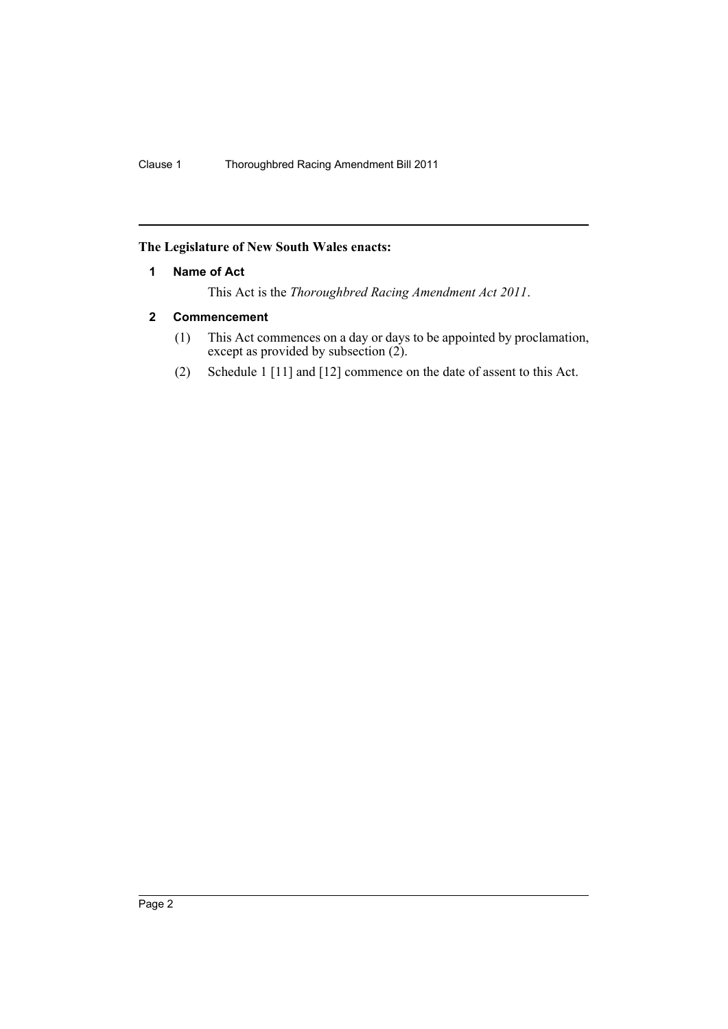**The Legislature of New South Wales enacts:**

### 1 Name of Act

This Act is the *Thoroughbred Racing Amendment Act 2011*.

### 2 Commencement

(1) This Act commences on a day or days to be appointed by proclamation, except as provided by subsection (2).

(2) Schedule 1 [11] and [12] commence on the date of assent to this Act.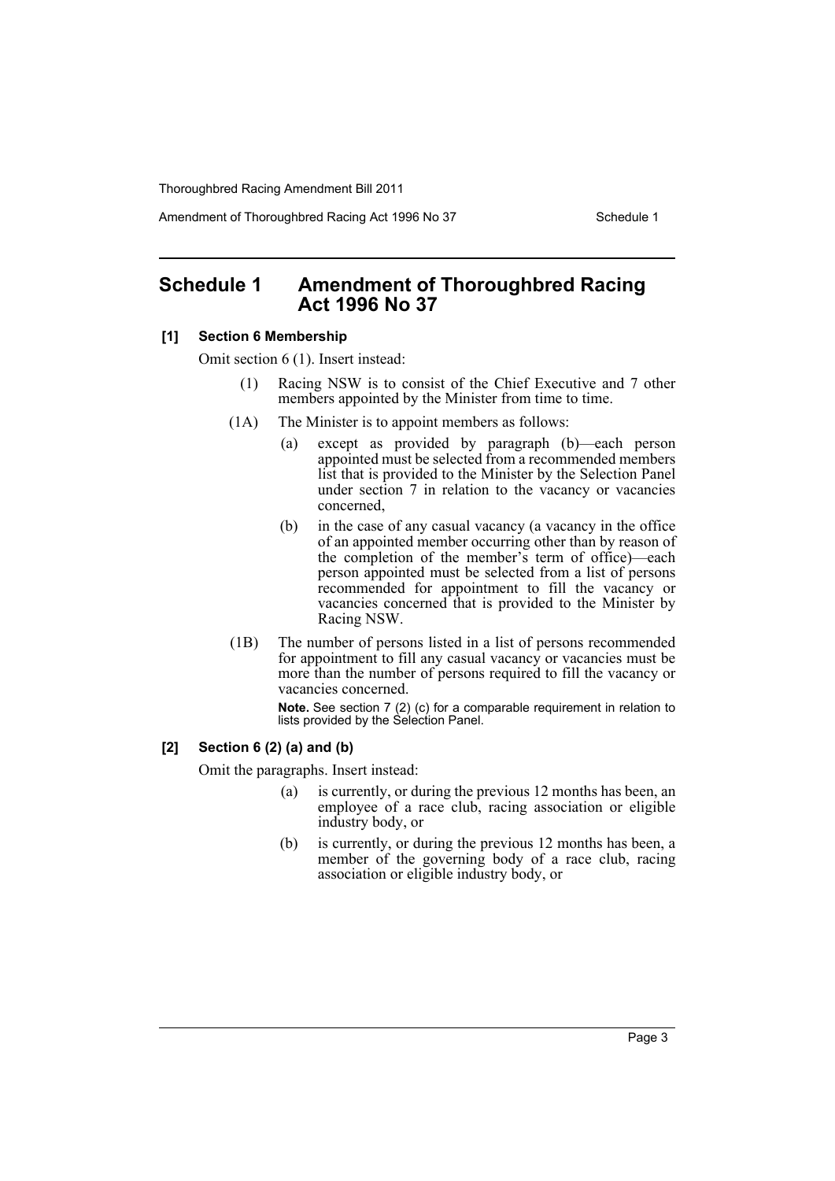## Schedule 1 Amendment of Thoroughbred Racing Act 1996 No 37

### [1] Section 6 Membership

Omit section 6 (1). Insert instead:

> (1) Racing NSW is to consist of the Chief Executive and 7 other members appointed by the Minister from time to time.
>
> (1A) The Minister is to appoint members as follows:
>
> (a) except as provided by paragraph (b)—each person appointed must be selected from a recommended members list that is provided to the Minister by the Selection Panel under section 7 in relation to the vacancy or vacancies concerned,
>
> (b) in the case of any casual vacancy (a vacancy in the office of an appointed member occurring other than by reason of the completion of the member's term of office)—each person appointed must be selected from a list of persons recommended for appointment to fill the vacancy or vacancies concerned that is provided to the Minister by Racing NSW.
>
> (1B) The number of persons listed in a list of persons recommended for appointment to fill any casual vacancy or vacancies must be more than the number of persons required to fill the vacancy or vacancies concerned.
>
> **Note.** See section 7 (2) (c) for a comparable requirement in relation to lists provided by the Selection Panel.

### [2] Section 6 (2) (a) and (b)

Omit the paragraphs. Insert instead:

> (a) is currently, or during the previous 12 months has been, an employee of a race club, racing association or eligible industry body, or
>
> (b) is currently, or during the previous 12 months has been, a member of the governing body of a race club, racing association or eligible industry body, or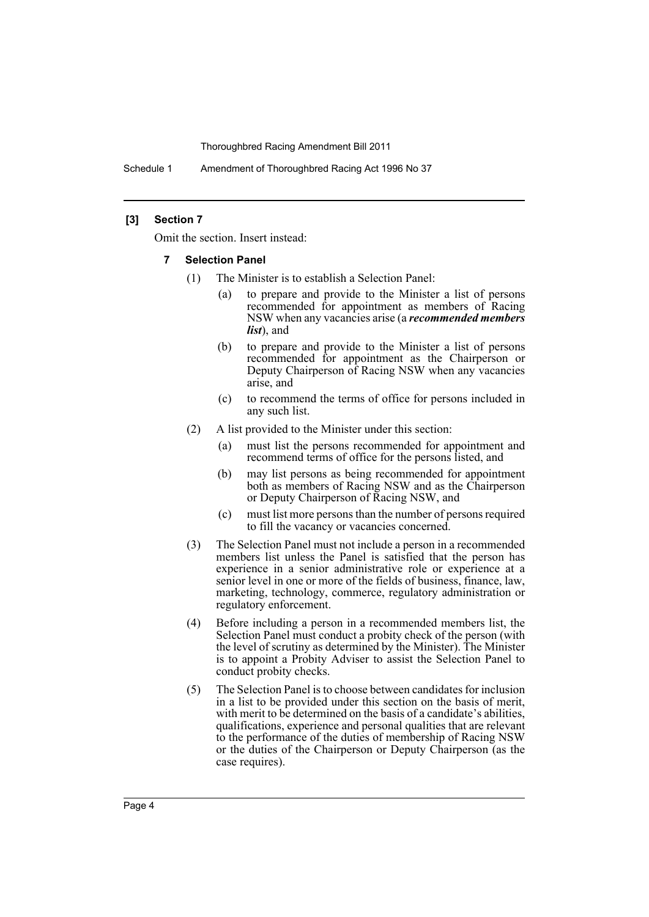**[3] Section 7**

Omit the section. Insert instead:

**7 Selection Panel**

(1) The Minister is to establish a Selection Panel:

(a) to prepare and provide to the Minister a list of persons recommended for appointment as members of Racing NSW when any vacancies arise (a ***recommended members list***), and

(b) to prepare and provide to the Minister a list of persons recommended for appointment as the Chairperson or Deputy Chairperson of Racing NSW when any vacancies arise, and

(c) to recommend the terms of office for persons included in any such list.

(2) A list provided to the Minister under this section:

(a) must list the persons recommended for appointment and recommend terms of office for the persons listed, and

(b) may list persons as being recommended for appointment both as members of Racing NSW and as the Chairperson or Deputy Chairperson of Racing NSW, and

(c) must list more persons than the number of persons required to fill the vacancy or vacancies concerned.

(3) The Selection Panel must not include a person in a recommended members list unless the Panel is satisfied that the person has experience in a senior administrative role or experience at a senior level in one or more of the fields of business, finance, law, marketing, technology, commerce, regulatory administration or regulatory enforcement.

(4) Before including a person in a recommended members list, the Selection Panel must conduct a probity check of the person (with the level of scrutiny as determined by the Minister). The Minister is to appoint a Probity Adviser to assist the Selection Panel to conduct probity checks.

(5) The Selection Panel is to choose between candidates for inclusion in a list to be provided under this section on the basis of merit, with merit to be determined on the basis of a candidate's abilities, qualifications, experience and personal qualities that are relevant to the performance of the duties of membership of Racing NSW or the duties of the Chairperson or Deputy Chairperson (as the case requires).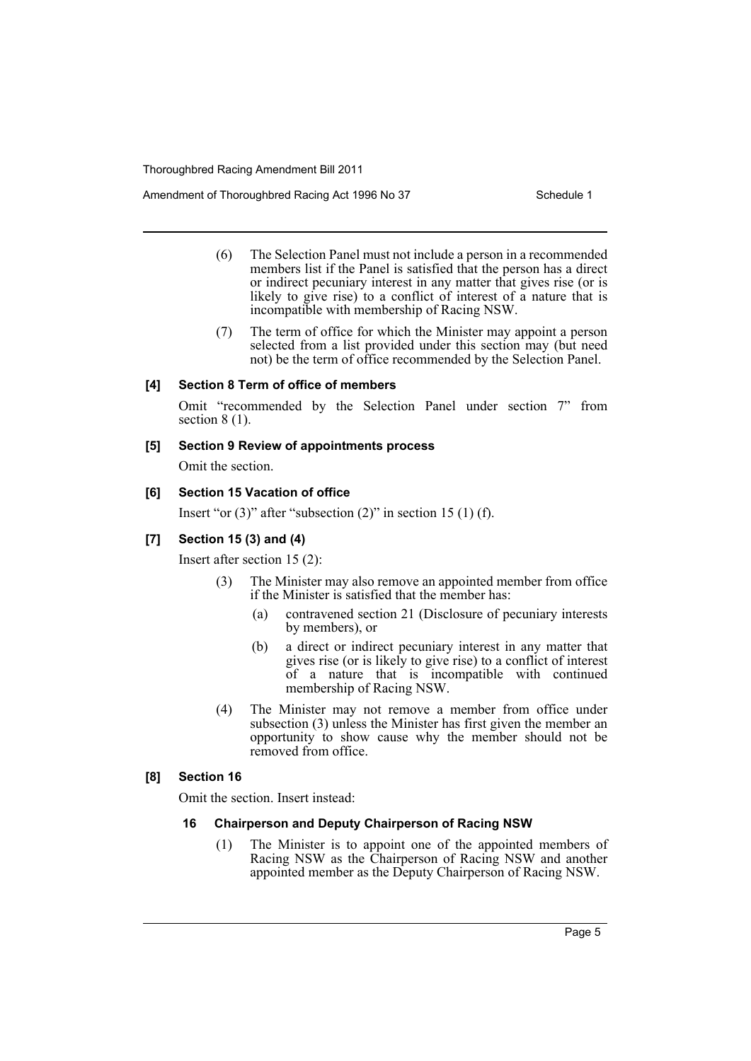(6) The Selection Panel must not include a person in a recommended members list if the Panel is satisfied that the person has a direct or indirect pecuniary interest in any matter that gives rise (or is likely to give rise) to a conflict of interest of a nature that is incompatible with membership of Racing NSW.

(7) The term of office for which the Minister may appoint a person selected from a list provided under this section may (but need not) be the term of office recommended by the Selection Panel.

**[4] Section 8 Term of office of members**

Omit "recommended by the Selection Panel under section 7" from section 8 (1).

**[5] Section 9 Review of appointments process**

Omit the section.

**[6] Section 15 Vacation of office**

Insert "or (3)" after "subsection (2)" in section 15 (1) (f).

**[7] Section 15 (3) and (4)**

Insert after section 15 (2):

(3) The Minister may also remove an appointed member from office if the Minister is satisfied that the member has:

(a) contravened section 21 (Disclosure of pecuniary interests by members), or

(b) a direct or indirect pecuniary interest in any matter that gives rise (or is likely to give rise) to a conflict of interest of a nature that is incompatible with continued membership of Racing NSW.

(4) The Minister may not remove a member from office under subsection (3) unless the Minister has first given the member an opportunity to show cause why the member should not be removed from office.

**[8] Section 16**

Omit the section. Insert instead:

**16 Chairperson and Deputy Chairperson of Racing NSW**

(1) The Minister is to appoint one of the appointed members of Racing NSW as the Chairperson of Racing NSW and another appointed member as the Deputy Chairperson of Racing NSW.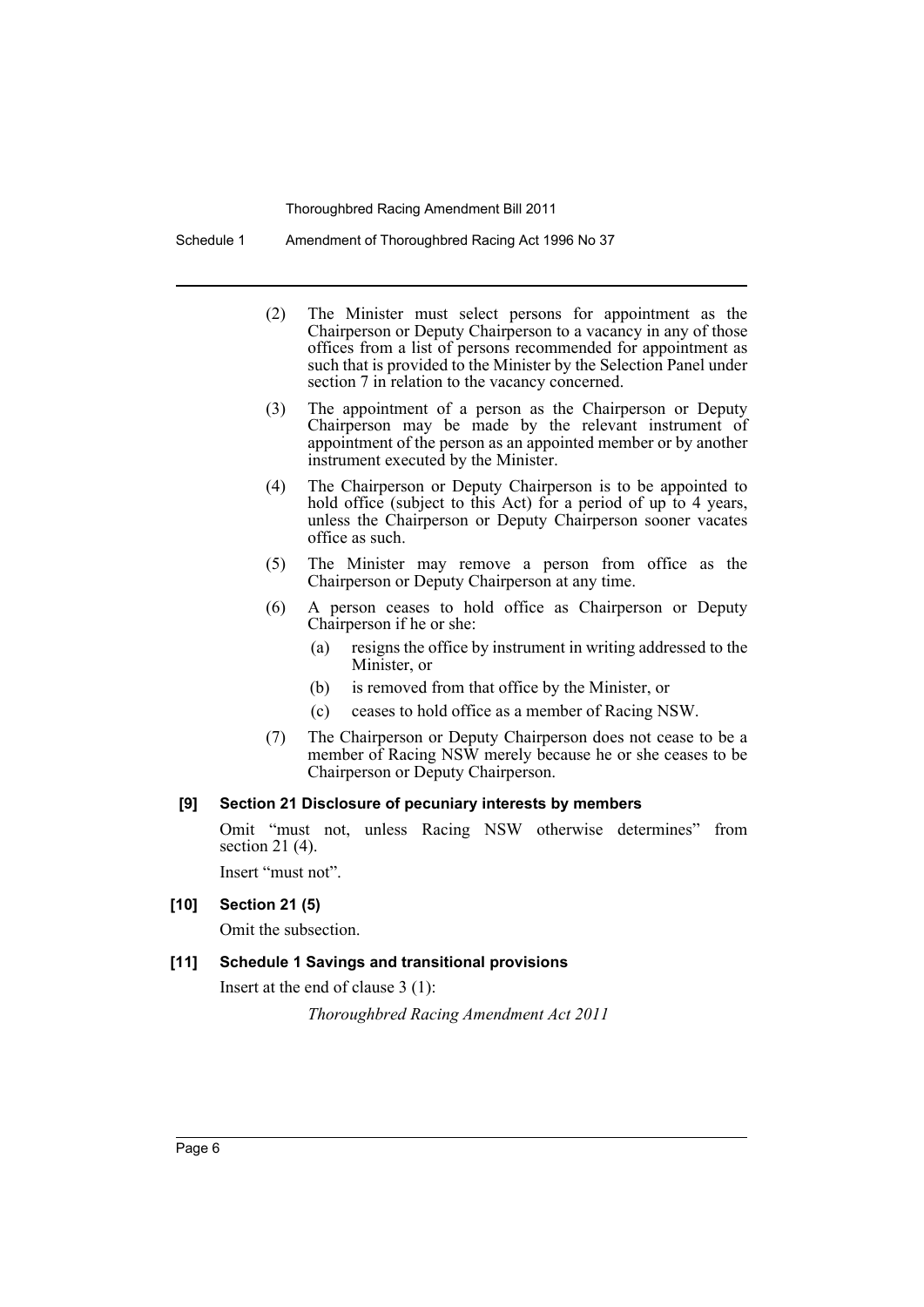(2) The Minister must select persons for appointment as the Chairperson or Deputy Chairperson to a vacancy in any of those offices from a list of persons recommended for appointment as such that is provided to the Minister by the Selection Panel under section 7 in relation to the vacancy concerned.

(3) The appointment of a person as the Chairperson or Deputy Chairperson may be made by the relevant instrument of appointment of the person as an appointed member or by another instrument executed by the Minister.

(4) The Chairperson or Deputy Chairperson is to be appointed to hold office (subject to this Act) for a period of up to 4 years, unless the Chairperson or Deputy Chairperson sooner vacates office as such.

(5) The Minister may remove a person from office as the Chairperson or Deputy Chairperson at any time.

(6) A person ceases to hold office as Chairperson or Deputy Chairperson if he or she:

- (a) resigns the office by instrument in writing addressed to the Minister, or
- (b) is removed from that office by the Minister, or
- (c) ceases to hold office as a member of Racing NSW.

(7) The Chairperson or Deputy Chairperson does not cease to be a member of Racing NSW merely because he or she ceases to be Chairperson or Deputy Chairperson.

### [9] Section 21 Disclosure of pecuniary interests by members

Omit "must not, unless Racing NSW otherwise determines" from section 21 (4).

Insert "must not".

### [10] Section 21 (5)

Omit the subsection.

### [11] Schedule 1 Savings and transitional provisions

Insert at the end of clause 3 (1):

*Thoroughbred Racing Amendment Act 2011*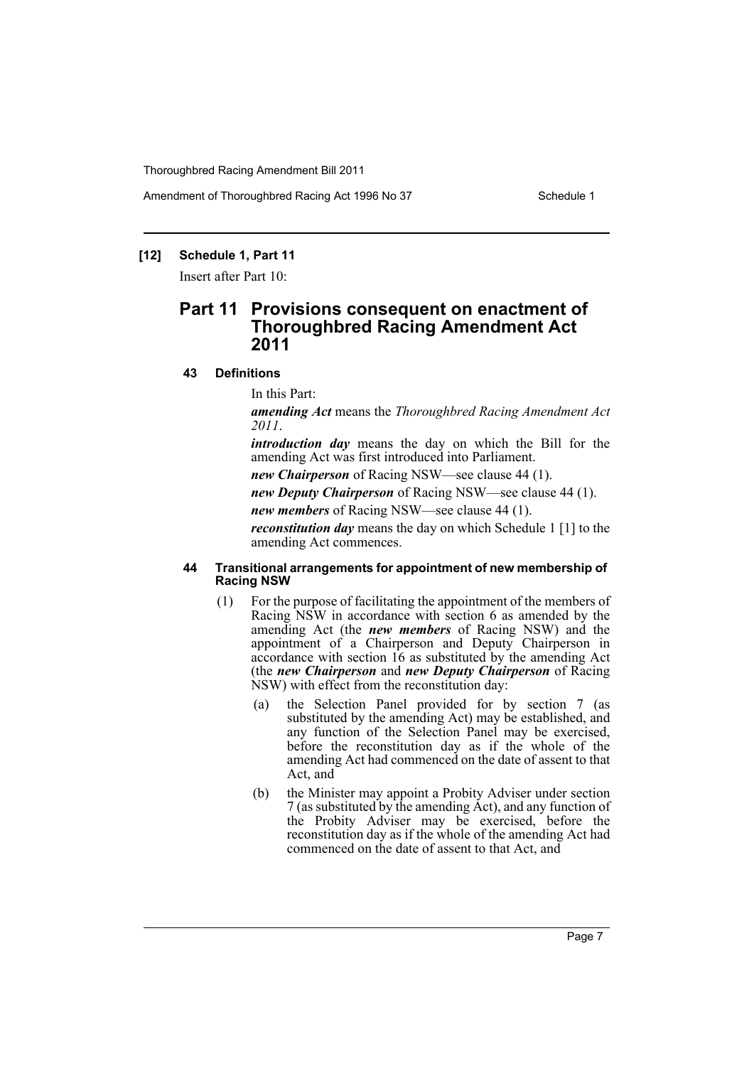**[12] Schedule 1, Part 11**

Insert after Part 10:

## Part 11 Provisions consequent on enactment of Thoroughbred Racing Amendment Act 2011

### 43 Definitions

In this Part:

***amending Act*** means the *Thoroughbred Racing Amendment Act 2011*.

***introduction day*** means the day on which the Bill for the amending Act was first introduced into Parliament.

***new Chairperson*** of Racing NSW—see clause 44 (1).

***new Deputy Chairperson*** of Racing NSW—see clause 44 (1).

***new members*** of Racing NSW—see clause 44 (1).

***reconstitution day*** means the day on which Schedule 1 [1] to the amending Act commences.

### 44 Transitional arrangements for appointment of new membership of Racing NSW

(1) For the purpose of facilitating the appointment of the members of Racing NSW in accordance with section 6 as amended by the amending Act (the ***new members*** of Racing NSW) and the appointment of a Chairperson and Deputy Chairperson in accordance with section 16 as substituted by the amending Act (the ***new Chairperson*** and ***new Deputy Chairperson*** of Racing NSW) with effect from the reconstitution day:

(a) the Selection Panel provided for by section 7 (as substituted by the amending Act) may be established, and any function of the Selection Panel may be exercised, before the reconstitution day as if the whole of the amending Act had commenced on the date of assent to that Act, and

(b) the Minister may appoint a Probity Adviser under section 7 (as substituted by the amending Act), and any function of the Probity Adviser may be exercised, before the reconstitution day as if the whole of the amending Act had commenced on the date of assent to that Act, and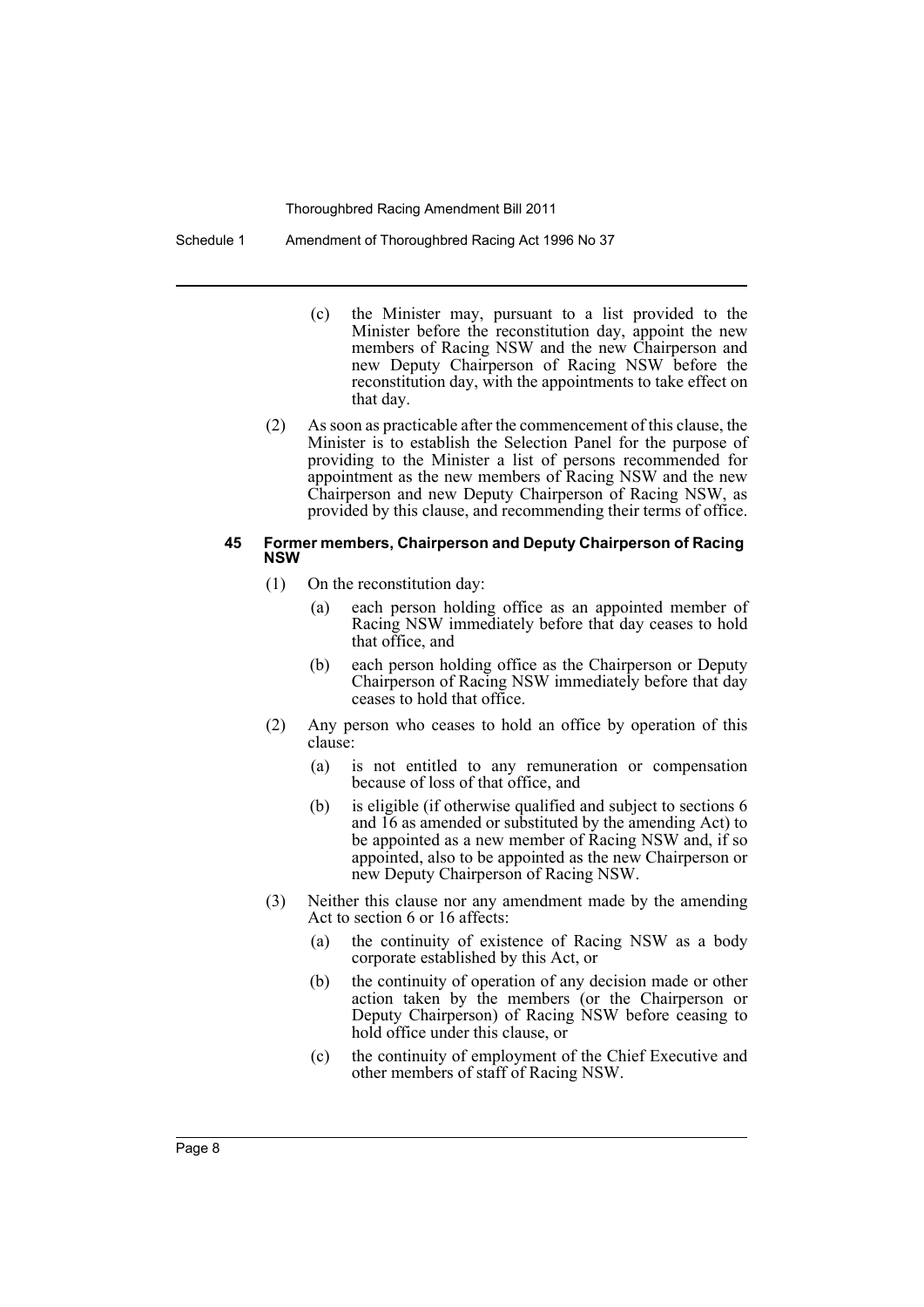(c) the Minister may, pursuant to a list provided to the Minister before the reconstitution day, appoint the new members of Racing NSW and the new Chairperson and new Deputy Chairperson of Racing NSW before the reconstitution day, with the appointments to take effect on that day.

(2) As soon as practicable after the commencement of this clause, the Minister is to establish the Selection Panel for the purpose of providing to the Minister a list of persons recommended for appointment as the new members of Racing NSW and the new Chairperson and new Deputy Chairperson of Racing NSW, as provided by this clause, and recommending their terms of office.

#### 45 Former members, Chairperson and Deputy Chairperson of Racing NSW

(1) On the reconstitution day:

- (a) each person holding office as an appointed member of Racing NSW immediately before that day ceases to hold that office, and
- (b) each person holding office as the Chairperson or Deputy Chairperson of Racing NSW immediately before that day ceases to hold that office.

(2) Any person who ceases to hold an office by operation of this clause:

- (a) is not entitled to any remuneration or compensation because of loss of that office, and
- (b) is eligible (if otherwise qualified and subject to sections 6 and 16 as amended or substituted by the amending Act) to be appointed as a new member of Racing NSW and, if so appointed, also to be appointed as the new Chairperson or new Deputy Chairperson of Racing NSW.

(3) Neither this clause nor any amendment made by the amending Act to section 6 or 16 affects:

- (a) the continuity of existence of Racing NSW as a body corporate established by this Act, or
- (b) the continuity of operation of any decision made or other action taken by the members (or the Chairperson or Deputy Chairperson) of Racing NSW before ceasing to hold office under this clause, or
- (c) the continuity of employment of the Chief Executive and other members of staff of Racing NSW.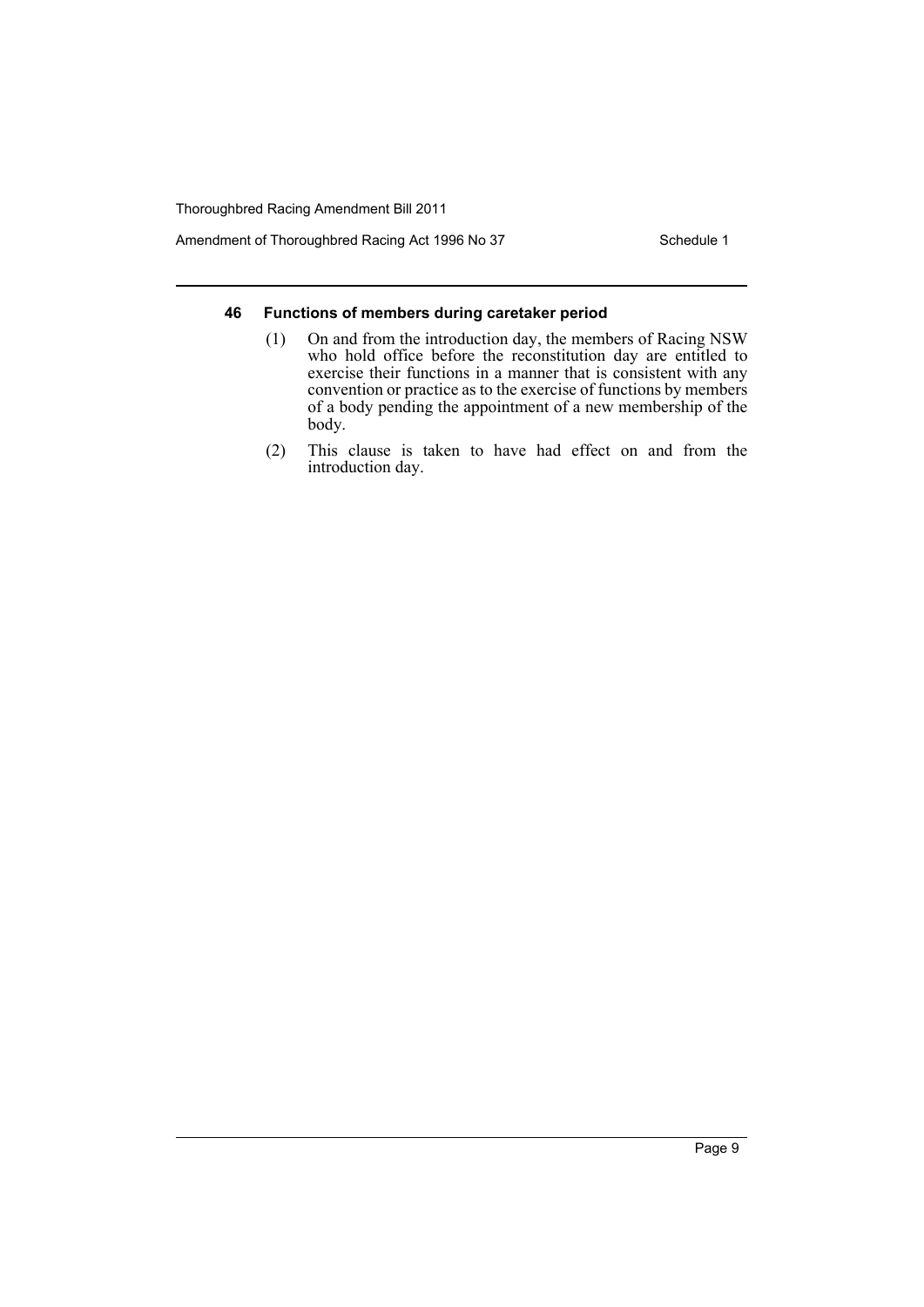### 46 Functions of members during caretaker period

(1) On and from the introduction day, the members of Racing NSW who hold office before the reconstitution day are entitled to exercise their functions in a manner that is consistent with any convention or practice as to the exercise of functions by members of a body pending the appointment of a new membership of the body.

(2) This clause is taken to have had effect on and from the introduction day.